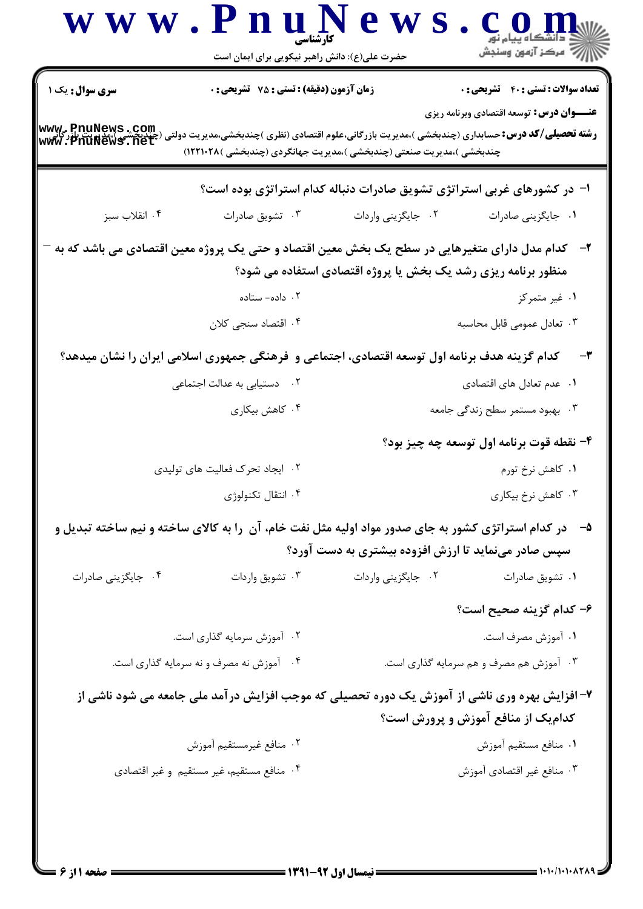**سری سوال:** یک ۱

**زمان آزمون (دقیقه) : تستی : ۷۵ تشریحی : ۰**

**تعداد سوالات : تستی : ۴۰ تشریحی : ۰**

**عنـــوان درس:** توسعه اقتصادی وبرنامه ریزی

**رشته تحصیلی/کد درس:** حسابداری (چندبخشی )،مدیریت بازرگانی،علوم اقتصادی (نظری )چندبخشی،مدیریت دولتی (چندبخشی )،مدیریت بازرگانی چندبخشی )،مدیریت صنعتی (چندبخشی )،مدیریت جهانگردی (چندبخشی )۱۲۲۱۰۲۸)

۱- در کشورهای غربی استراتژی تشویق صادرات دنباله کدام استراتژی بوده است؟

۱. جایگزینی صادرات
۲. جایگزینی واردات
۳. تشویق صادرات
۴. انقلاب سبز

۲- کدام مدل دارای متغیرهایی در سطح یک بخش معین اقتصاد و حتی یک پروژه معین اقتصادی می باشد که به منظور برنامه ریزی رشد یک بخش یا پروژه اقتصادی استفاده می شود؟

۱. غیر متمرکز
۲. داده- ستاده
۳. تعادل عمومی قابل محاسبه
۴. اقتصاد سنجی کلان

۳- کدام گزینه هدف برنامه اول توسعه اقتصادی، اجتماعی و فرهنگی جمهوری اسلامی ایران را نشان میدهد؟

۱. عدم تعادل های اقتصادی
۲. دستیابی به عدالت اجتماعی
۳. بهبود مستمر سطح زندگی جامعه
۴. کاهش بیکاری

۴- نقطه قوت برنامه اول توسعه چه چیز بود؟

۱. کاهش نرخ تورم
۲. ایجاد تحرک فعالیت های تولیدی
۳. کاهش نرخ بیکاری
۴. انتقال تکنولوژی

۵- در کدام استراتژی کشور به جای صدور مواد اولیه مثل نفت خام، آن را به کالای ساخته و نیم ساخته تبدیل و سپس صادر می‌نماید تا ارزش افزوده بیشتری به دست آورد؟

۱. تشویق صادرات
۲. جایگزینی واردات
۳. تشویق واردات
۴. جایگزینی صادرات

۶- کدام گزینه صحیح است؟

۱. آموزش مصرف است.
۲. آموزش سرمایه گذاری است.
۳. آموزش هم مصرف و هم سرمایه گذاری است.
۴. آموزش نه مصرف و نه سرمایه گذاری است.

۷- افزایش بهره وری ناشی از آموزش یک دوره تحصیلی که موجب افزایش درآمد ملی جامعه می شود ناشی از کدام‌یک از منافع آموزش و پرورش است؟

۱. منافع مستقیم آموزش
۲. منافع غیرمستقیم آموزش
۳. منافع غیر اقتصادی آموزش
۴. منافع مستقیم، غیر مستقیم و غیر اقتصادی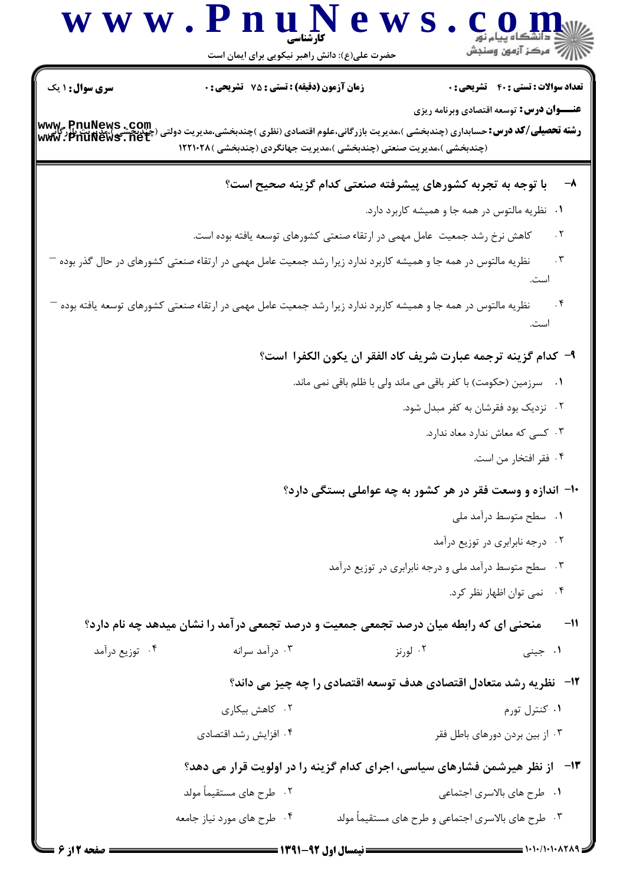**عنـــوان درس:** توسعه اقتصادی وبرنامه ریزی

**رشته تحصیلی/کد درس:** حسابداری (چندبخشی )،مدیریت بازرگانی،علوم اقتصادی (نظری )چندبخشی،مدیریت دولتی (چندبخشی )،مدیریت بازرگانی (چندبخشی )،مدیریت صنعتی (چندبخشی )،مدیریت جهانگردی (چندبخشی )۱۲۲۱۰۲۸

**سری سوال:** ۱ یک — **زمان آزمون (دقیقه) : تستی :** ۷۵ **تشریحی :** ۰ — **تعداد سوالات : تستی :** ۴۰ **تشریحی :** ۰

**۸-** با توجه به تجربه کشورهای پیشرفته صنعتی کدام گزینه صحیح است؟

۱. نظریه مالتوس در همه جا و همیشه کاربرد دارد.

۲. کاهش نرخ رشد جمعیت عامل مهمی در ارتقاء صنعتی کشورهای توسعه یافته بوده است.

۳. نظریه مالتوس در همه جا و همیشه کاربرد ندارد زیرا رشد جمعیت عامل مهمی در ارتقاء صنعتی کشورهای در حال گذر بوده است.

۴. نظریه مالتوس در همه جا و همیشه کاربرد ندارد زیرا رشد جمعیت عامل مهمی در ارتقاء صنعتی کشورهای توسعه یافته بوده است.

**۹-** کدام گزینه ترجمه عبارت شریف کاد الفقر ان یکون الکفرا است؟

۱. سرزمین (حکومت) با کفر باقی می ماند ولی با ظلم باقی نمی ماند.

۲. نزدیک بود فقرشان به کفر مبدل شود.

۳. کسی که معاش ندارد معاد ندارد.

۴. فقر افتخار من است.

**۱۰-** اندازه و وسعت فقر در هر کشور به چه عواملی بستگی دارد؟

۱. سطح متوسط درآمد ملی

۲. درجه نابرابری در توزیع درآمد

۳. سطح متوسط درآمد ملی و درجه نابرابری در توزیع درآمد

۴. نمی توان اظهار نظر کرد.

**۱۱-** منحنی ای که رابطه میان درصد تجمعی جمعیت و درصد تجمعی درآمد را نشان میدهد چه نام دارد؟

۱. جینی — ۲. لورنز — ۳. درآمد سرانه — ۴. توزیع درآمد

**۱۲-** نظریه رشد متعادل اقتصادی هدف توسعه اقتصادی را چه چیز می داند؟

۱. کنترل تورم — ۲. کاهش بیکاری — ۳. از بین بردن دورهای باطل فقر — ۴. افزایش رشد اقتصادی

**۱۳-** از نظر هیرشمن فشارهای سیاسی، اجرای کدام گزینه را در اولویت قرار می دهد؟

۱. طرح های بالاسری اجتماعی

۲. طرح های مستقیماً مولد

۳. طرح های بالاسری اجتماعی و طرح های مستقیماً مولد

۴. طرح های مورد نیاز جامعه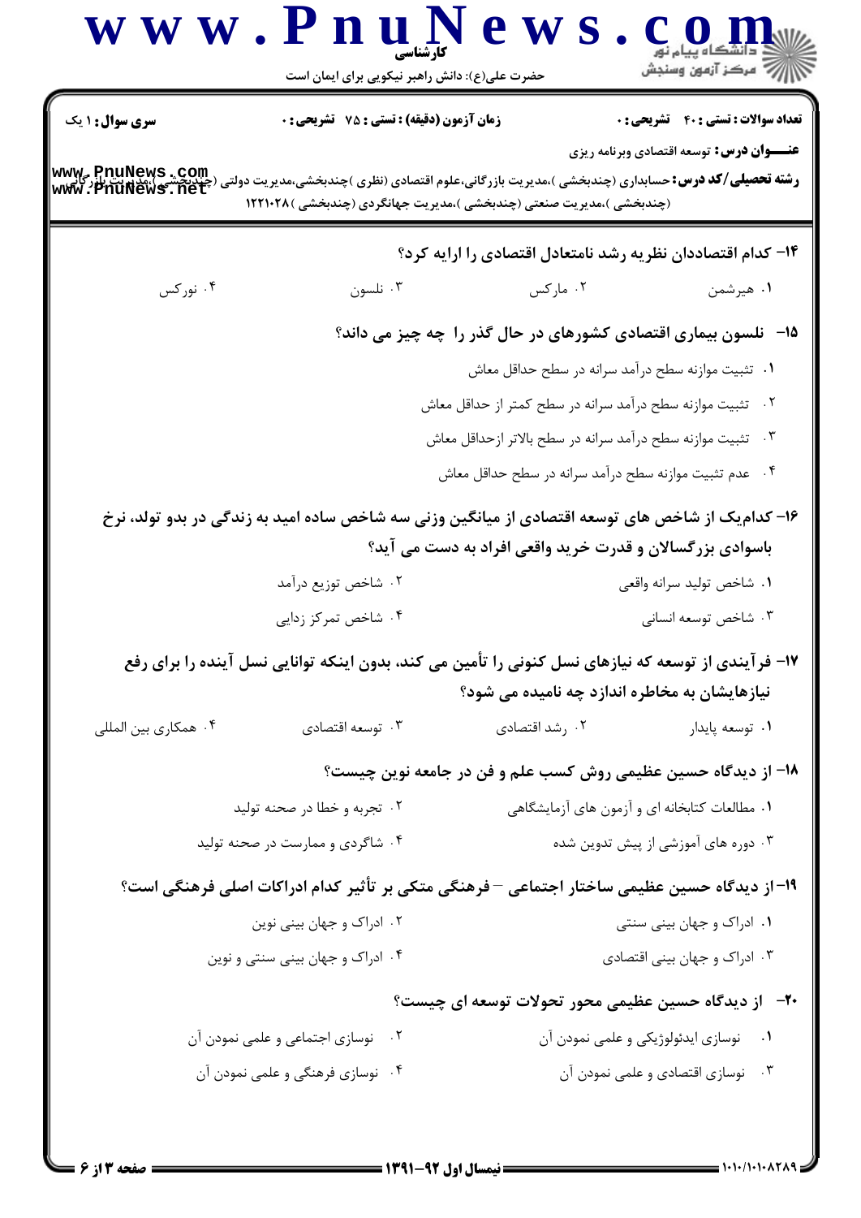**سری سوال:** ۱ یک | **زمان آزمون (دقیقه) : تستی :** ۷۵ **تشریحی :** ۰ | **تعداد سوالات : تستی :** ۴۰ **تشریحی :** ۰

**عنـــوان درس:** توسعه اقتصادی وبرنامه ریزی

**رشته تحصیلی/کد درس:** حسابداری (چندبخشی )،مدیریت بازرگانی،علوم اقتصادی (نظری )چندبخشی،مدیریت دولتی (چندبخشی )،مدیریت بازرگانی (چندبخشی )،مدیریت صنعتی (چندبخشی )،مدیریت جهانگردی (چندبخشی )۱۲۲۱۰۲۸

**۱۴- کدام اقتصاددان نظریه رشد نامتعادل اقتصادی را ارایه کرد؟**

۱. هیرشمن
۲. مارکس
۳. نلسون
۴. نورکس

**۱۵- نلسون بیماری اقتصادی کشورهای در حال گذر را چه چیز می داند؟**

۱. تثبیت موازنه سطح درآمد سرانه در سطح حداقل معاش
۲. تثبیت موازنه سطح درآمد سرانه در سطح کمتر از حداقل معاش
۳. تثبیت موازنه سطح درآمد سرانه در سطح بالاتر ازحداقل معاش
۴. عدم تثبیت موازنه سطح درآمد سرانه در سطح حداقل معاش

**۱۶- کدام‌یک از شاخص های توسعه اقتصادی از میانگین وزنی سه شاخص ساده امید به زندگی در بدو تولد، نرخ باسوادی بزرگسالان و قدرت خرید واقعی افراد به دست می آید؟**

۱. شاخص تولید سرانه واقعی
۲. شاخص توزیع درآمد
۳. شاخص توسعه انسانی
۴. شاخص تمرکز زدایی

**۱۷- فرآیندی از توسعه که نیازهای نسل کنونی را تأمین می کند، بدون اینکه توانایی نسل آینده را برای رفع نیازهایشان به مخاطره اندازد چه نامیده می شود؟**

۱. توسعه پایدار
۲. رشد اقتصادی
۳. توسعه اقتصادی
۴. همکاری بین المللی

**۱۸- از دیدگاه حسین عظیمی روش کسب علم و فن در جامعه نوین چیست؟**

۱. مطالعات کتابخانه ای و آزمون های آزمایشگاهی
۲. تجربه و خطا در صحنه تولید
۳. دوره های آموزشی از پیش تدوین شده
۴. شاگردی و ممارست در صحنه تولید

**۱۹- از دیدگاه حسین عظیمی ساختار اجتماعی –فرهنگی متکی بر تأثیر کدام ادراکات اصلی فرهنگی است؟**

۱. ادراک و جهان بینی سنتی
۲. ادراک و جهان بینی نوین
۳. ادراک و جهان بینی اقتصادی
۴. ادراک و جهان بینی سنتی و نوین

**۲۰- از دیدگاه حسین عظیمی محور تحولات توسعه ای چیست؟**

۱. نوسازی ایدئولوژیکی و علمی نمودن آن
۲. نوسازی اجتماعی و علمی نمودن آن
۳. نوسازی اقتصادی و علمی نمودن آن
۴. نوسازی فرهنگی و علمی نمودن آن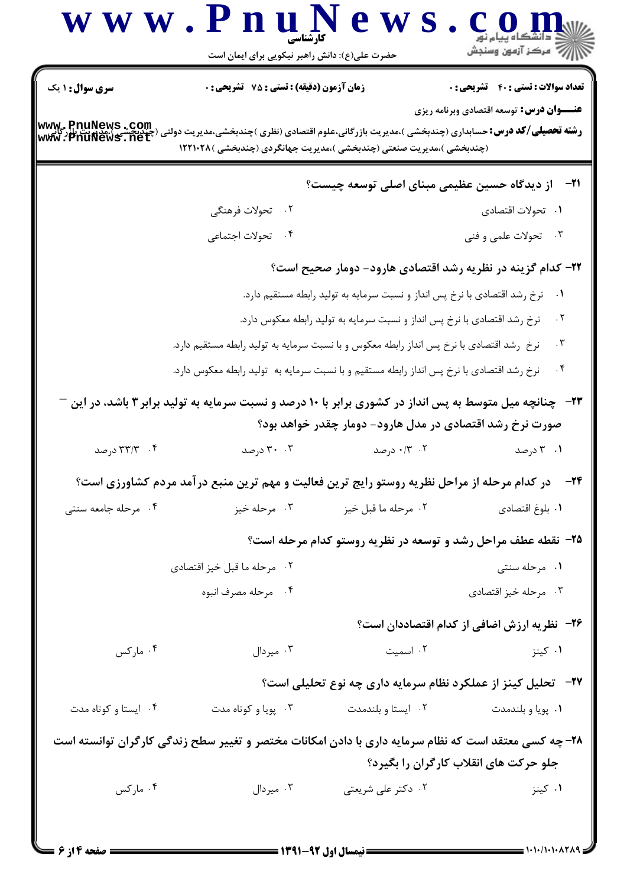**سری سوال:** ۱ یک

**زمان آزمون (دقیقه) : تستی :** ۷۵ **تشریحی :** ۰

**تعداد سوالات : تستی :** ۴۰ **تشریحی :** ۰

**عنـــوان درس:** توسعه اقتصادی وبرنامه ریزی

**رشته تحصیلی/کد درس:** حسابداری (چندبخشی )،مدیریت بازرگانی،علوم اقتصادی (نظری )چندبخشی،مدیریت دولتی (چندبخشی )،مدیریت بازرگانی (چندبخشی )،مدیریت صنعتی (چندبخشی )،مدیریت جهانگردی (چندبخشی )۱۲۲۱۰۲۸

۲۱- از دیدگاه حسین عظیمی مبنای اصلی توسعه چیست؟

۱. تحولات اقتصادی
۲. تحولات فرهنگی
۳. تحولات علمی و فنی
۴. تحولات اجتماعی

۲۲- کدام گزینه در نظریه رشد اقتصادی هارود- دومار صحیح است؟

۱. نرخ رشد اقتصادی با نرخ پس انداز و نسبت سرمایه به تولید رابطه مستقیم دارد.
۲. نرخ رشد اقتصادی با نرخ پس انداز و نسبت سرمایه به تولید رابطه معکوس دارد.
۳. نرخ رشد اقتصادی با نرخ پس انداز رابطه معکوس و با نسبت سرمایه به تولید رابطه مستقیم دارد.
۴. نرخ رشد اقتصادی با نرخ پس انداز رابطه مستقیم و با نسبت سرمایه به تولید رابطه معکوس دارد.

۲۳- چنانچه میل متوسط به پس انداز در کشوری برابر با ۱۰ درصد و نسبت سرمایه به تولید برابر ۳ باشد، در این صورت نرخ رشد اقتصادی در مدل هارود- دومار چقدر خواهد بود؟

۱. ۳ درصد
۲. ۰/۳ درصد
۳. ۳۰ درصد
۴. ۳۳/۳ درصد

۲۴- در کدام مرحله از مراحل نظریه روستو رایج ترین فعالیت و مهم ترین منبع درآمد مردم کشاورزی است؟

۱. بلوغ اقتصادی
۲. مرحله ما قبل خیز
۳. مرحله خیز
۴. مرحله جامعه سنتی

۲۵- نقطه عطف مراحل رشد و توسعه در نظریه روستو کدام مرحله است؟

۱. مرحله سنتی
۲. مرحله ما قبل خیز اقتصادی
۳. مرحله خیز اقتصادی
۴. مرحله مصرف انبوه

۲۶- نظریه ارزش اضافی از کدام اقتصاددان است؟

۱. کینز
۲. اسمیت
۳. میردال
۴. مارکس

۲۷- تحلیل کینز از عملکرد نظام سرمایه داری چه نوع تحلیلی است؟

۱. پویا و بلندمدت
۲. ایستا و بلندمدت
۳. پویا و کوتاه مدت
۴. ایستا و کوتاه مدت

۲۸- چه کسی معتقد است که نظام سرمایه داری با دادن امکانات مختصر و تغییر سطح زندگی کارگران توانسته است جلو حرکت های انقلاب کارگران را بگیرد؟

۱. کینز
۲. دکتر علی شریعتی
۳. میردال
۴. مارکس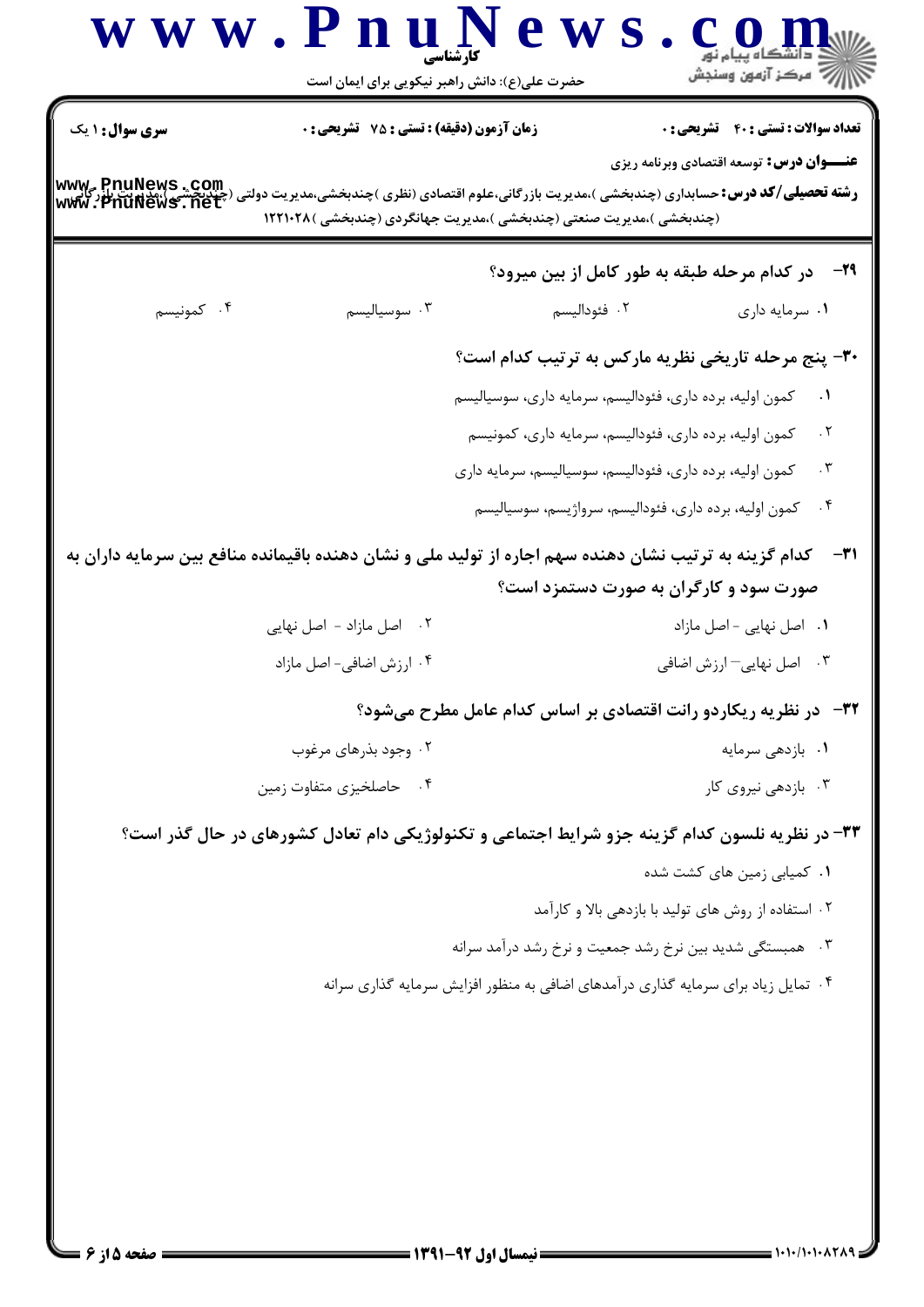**سری سوال:** ۱ یک | **زمان آزمون (دقیقه) : تستی :** ۷۵ **تشریحی :** ۰ | **تعداد سوالات : تستی :** ۴۰ **تشریحی :** ۰

**عنـــوان درس:** توسعه اقتصادی وبرنامه ریزی

**رشته تحصیلی/کد درس:** حسابداری (چندبخشی )،مدیریت بازرگانی،علوم اقتصادی (نظری )چندبخشی،مدیریت دولتی (چندبخشی )،مدیریت بازرگانی (چندبخشی )،مدیریت صنعتی (چندبخشی )،مدیریت جهانگردی (چندبخشی )۱۲۲۱۰۲۸

**۲۹- در کدام مرحله طبقه به طور کامل از بین میرود؟**

۱. سرمایه داری
۲. فئودالیسم
۳. سوسیالیسم
۴. کمونیسم

**۳۰- پنج مرحله تاریخی نظریه مارکس به ترتیب کدام است؟**

۱. کمون اولیه، برده داری، فئودالیسم، سرمایه داری، سوسیالیسم
۲. کمون اولیه، برده داری، فئودالیسم، سرمایه داری، کمونیسم
۳. کمون اولیه، برده داری، فئودالیسم، سوسیالیسم، سرمایه داری
۴. کمون اولیه، برده داری، فئودالیسم، سرواژیسم، سوسیالیسم

**۳۱- کدام گزینه به ترتیب نشان دهنده سهم اجاره از تولید ملی و نشان دهنده باقیمانده منافع بین سرمایه داران به صورت سود و کارگران به صورت دستمزد است؟**

۱. اصل نهایی - اصل مازاد
۲. اصل مازاد - اصل نهایی
۳. اصل نهایی – ارزش اضافی
۴. ارزش اضافی- اصل مازاد

**۳۲- در نظریه ریکاردو رانت اقتصادی بر اساس کدام عامل مطرح میشود؟**

۱. بازدهی سرمایه
۲. وجود بذرهای مرغوب
۳. بازدهی نیروی کار
۴. حاصلخیزی متفاوت زمین

**۳۳- در نظریه نلسون کدام گزینه جزو شرایط اجتماعی و تکنولوژیکی دام تعادل کشورهای در حال گذر است؟**

۱. کمیابی زمین های کشت شده
۲. استفاده از روش های تولید با بازدهی بالا و کارآمد
۳. همبستگی شدید بین نرخ رشد جمعیت و نرخ رشد درآمد سرانه
۴. تمایل زیاد برای سرمایه گذاری درآمدهای اضافی به منظور افزایش سرمایه گذاری سرانه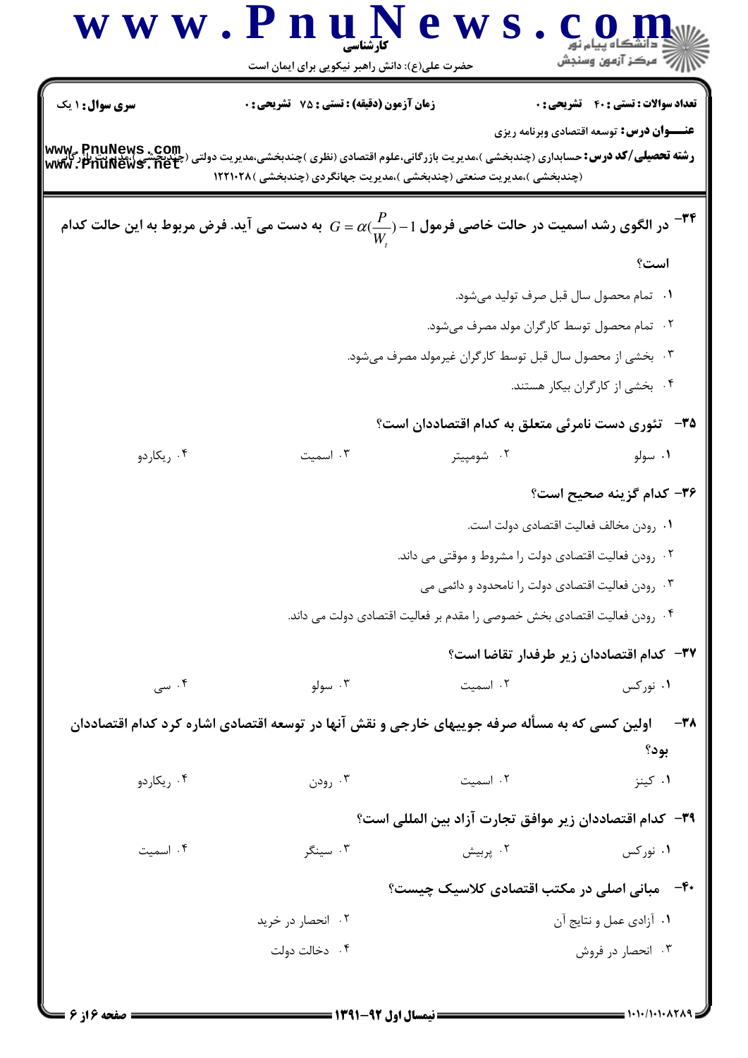**عنـــوان درس:** توسعه اقتصادی وبرنامه ریزی

**رشته تحصیلی/کد درس:** حسابداری (چندبخشی )،مدیریت بازرگانی،علوم اقتصادی (نظری )چندبخشی،مدیریت دولتی (چندبخشی )،مدیریت بازرگانی (چندبخشی )،مدیریت صنعتی (چندبخشی )،مدیریت جهانگردی (چندبخشی )۱۲۲۱۰۲۸

**سری سوال:** ۱ یک

**زمان آزمون (دقیقه) : تستی :** ۷۵ **تشریحی :** ۰

**تعداد سوالات : تستی :** ۴۰ **تشریحی :** ۰

**۳۴- در الگوی رشد اسمیت در حالت خاصی فرمول $G = \alpha(\frac{P}{W_t}) - 1$ به دست می آید. فرض مربوط به این حالت کدام است؟**

۱. تمام محصول سال قبل صرف تولید می‌شود.

۲. تمام محصول توسط کارگران مولد مصرف می‌شود.

۳. بخشی از محصول سال قبل توسط کارگران غیرمولد مصرف می‌شود.

۴. بخشی از کارگران بیکار هستند.

**۳۵- تئوری دست نامرئی متعلق به کدام اقتصاددان است؟**

۱. سولو ۲. شومپیتر ۳. اسمیت ۴. ریکاردو

**۳۶- کدام گزینه صحیح است؟**

۱. رودن مخالف فعالیت اقتصادی دولت است.

۲. رودن فعالیت اقتصادی دولت را مشروط و موقتی می داند.

۳. رودن فعالیت اقتصادی دولت را نامحدود و دائمی می

۴. رودن فعالیت اقتصادی بخش خصوصی را مقدم بر فعالیت اقتصادی دولت می داند.

**۳۷- کدام اقتصاددان زیر طرفدار تقاضا است؟**

۱. نورکس ۲. اسمیت ۳. سولو ۴. سی

**۳۸- اولین کسی که به مسأله صرفه جوییهای خارجی و نقش آنها در توسعه اقتصادی اشاره کرد کدام اقتصاددان بود؟**

۱. کینز ۲. اسمیت ۳. رودن ۴. ریکاردو

**۳۹- کدام اقتصاددان زیر موافق تجارت آزاد بین المللی است؟**

۱. نورکس ۲. پربیش ۳. سینگر ۴. اسمیت

**۴۰- مبانی اصلی در مکتب اقتصادی کلاسیک چیست؟**

۱. آزادی عمل و نتایج آن ۲. انحصار در خرید

۳. انحصار در فروش ۴. دخالت دولت